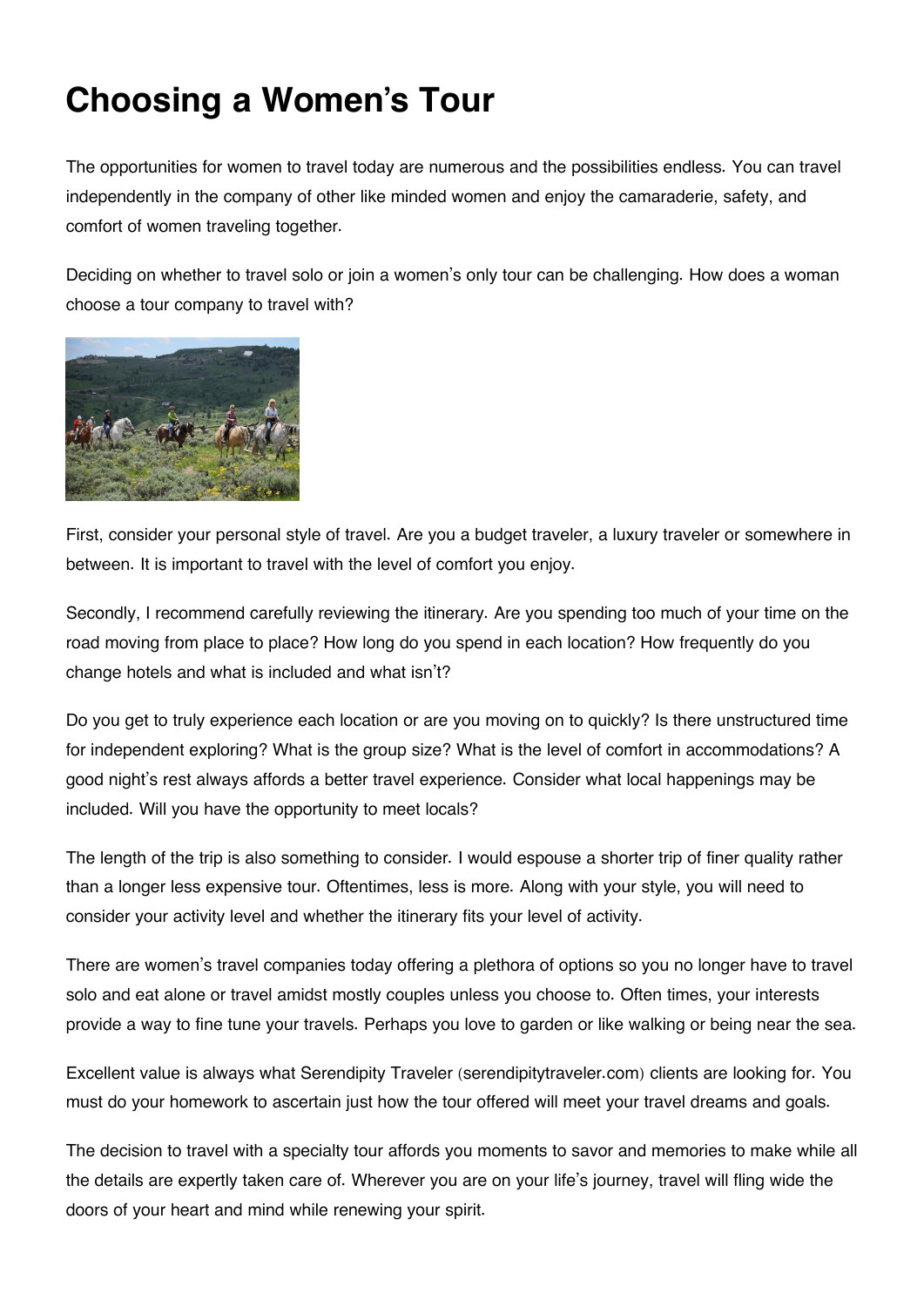# Choosing a Women's Tour

The opportunities for women to travel today are numerous and the possibilities endless. You can travel independently in the company of other like minded women and enjoy the camaraderie, safety, and comfort of women traveling together.

Deciding on whether to travel solo or join a women's only tour can be challenging. How does a woman choose a tour company to travel with?

First, consider your personal style of travel. Are you a budget traveler, a luxury traveler or somewhere in between. It is important to travel with the level of comfort you enjoy.

Secondly, I recommend carefully reviewing the itinerary. Are you spending too much of your time on the road moving from place to place? How long do you spend in each location? How frequently do you change hotels and what is included and what isn't?

Do you get to truly experience each location or are you moving on to quickly? Is there unstructured time for independent exploring? What is the group size? What is the level of comfort in accommodations? A good night's rest always affords a better travel experience. Consider what local happenings may be included. Will you have the opportunity to meet locals?

The length of the trip is also something to consider. I would espouse a shorter trip of finer quality rather than a longer less expensive tour. Oftentimes, less is more. Along with your style, you will need to consider your activity level and whether the itinerary fits your level of activity.

There are women's travel companies today offering a plethora of options so you no longer have to travel solo and eat alone or travel amidst mostly couples unless you choose to. Often times, your interests provide a way to fine tune your travels. Perhaps you love to garden or like walking or being near the sea.

Excellent value is always what Serendipity Traveler (serendipitytraveler.com) clients are looking for. You must do your homework to ascertain just how the tour offered will meet your travel dreams and goals.

The decision to travel with a specialty tour affords you moments to savor and memories to make while all the details are expertly taken care of. Wherever you are on your life's journey, travel will fling wide the doors of your heart and mind while renewing your spirit.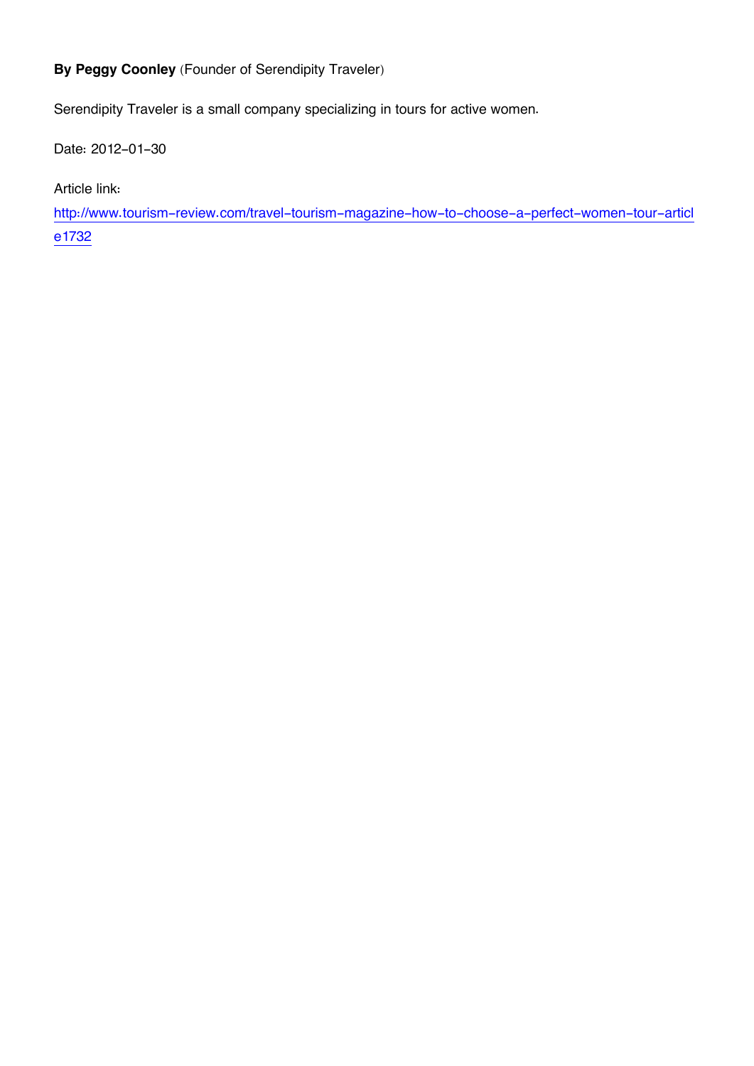**By Peggy Coonley** (Founder of Serendipity Traveler)

Serendipity Traveler is a small company specializing in tours for active women.

Date: 2012-01-30

Article link:

http://www.tourism-review.com/travel-tourism-magazine-how-to-choose-a-perfect-women-tour-article1732